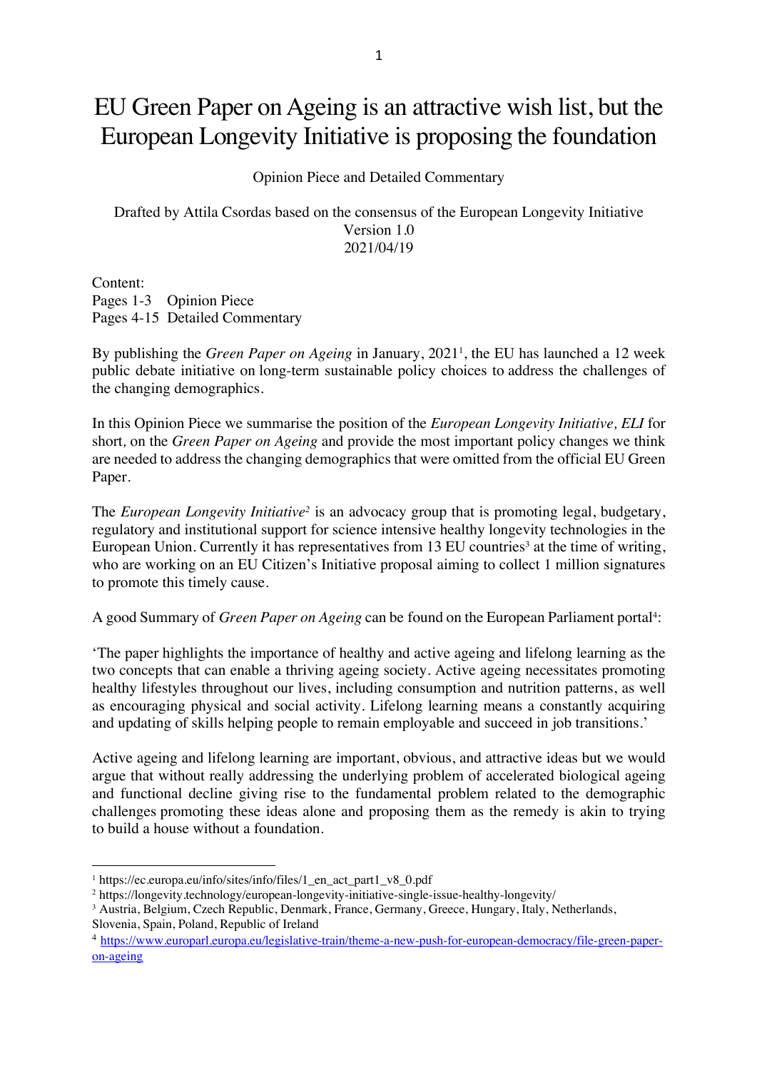# EU Green Paper on Ageing is an attractive wish list, but the European Longevity Initiative is proposing the foundation

Opinion Piece and Detailed Commentary

Drafted by Attila Csordas based on the consensus of the European Longevity Initiative
Version 1.0
2021/04/19

Content:
Pages 1-3 Opinion Piece
Pages 4-15 Detailed Commentary

By publishing the *Green Paper on Ageing* in January, 2021[1], the EU has launched a 12 week public debate initiative on long-term sustainable policy choices to address the challenges of the changing demographics.

In this Opinion Piece we summarise the position of the *European Longevity Initiative, ELI* for short, on the *Green Paper on Ageing* and provide the most important policy changes we think are needed to address the changing demographics that were omitted from the official EU Green Paper.

The *European Longevity Initiative*[2] is an advocacy group that is promoting legal, budgetary, regulatory and institutional support for science intensive healthy longevity technologies in the European Union. Currently it has representatives from 13 EU countries[3] at the time of writing, who are working on an EU Citizen's Initiative proposal aiming to collect 1 million signatures to promote this timely cause.

A good Summary of *Green Paper on Ageing* can be found on the European Parliament portal[4]:

'The paper highlights the importance of healthy and active ageing and lifelong learning as the two concepts that can enable a thriving ageing society. Active ageing necessitates promoting healthy lifestyles throughout our lives, including consumption and nutrition patterns, as well as encouraging physical and social activity. Lifelong learning means a constantly acquiring and updating of skills helping people to remain employable and succeed in job transitions.'

Active ageing and lifelong learning are important, obvious, and attractive ideas but we would argue that without really addressing the underlying problem of accelerated biological ageing and functional decline giving rise to the fundamental problem related to the demographic challenges promoting these ideas alone and proposing them as the remedy is akin to trying to build a house without a foundation.

---

[1] https://ec.europa.eu/info/sites/info/files/1_en_act_part1_v8_0.pdf
[2] https://longevity.technology/european-longevity-initiative-single-issue-healthy-longevity/
[3] Austria, Belgium, Czech Republic, Denmark, France, Germany, Greece, Hungary, Italy, Netherlands, Slovenia, Spain, Poland, Republic of Ireland
[4] https://www.europarl.europa.eu/legislative-train/theme-a-new-push-for-european-democracy/file-green-paper-on-ageing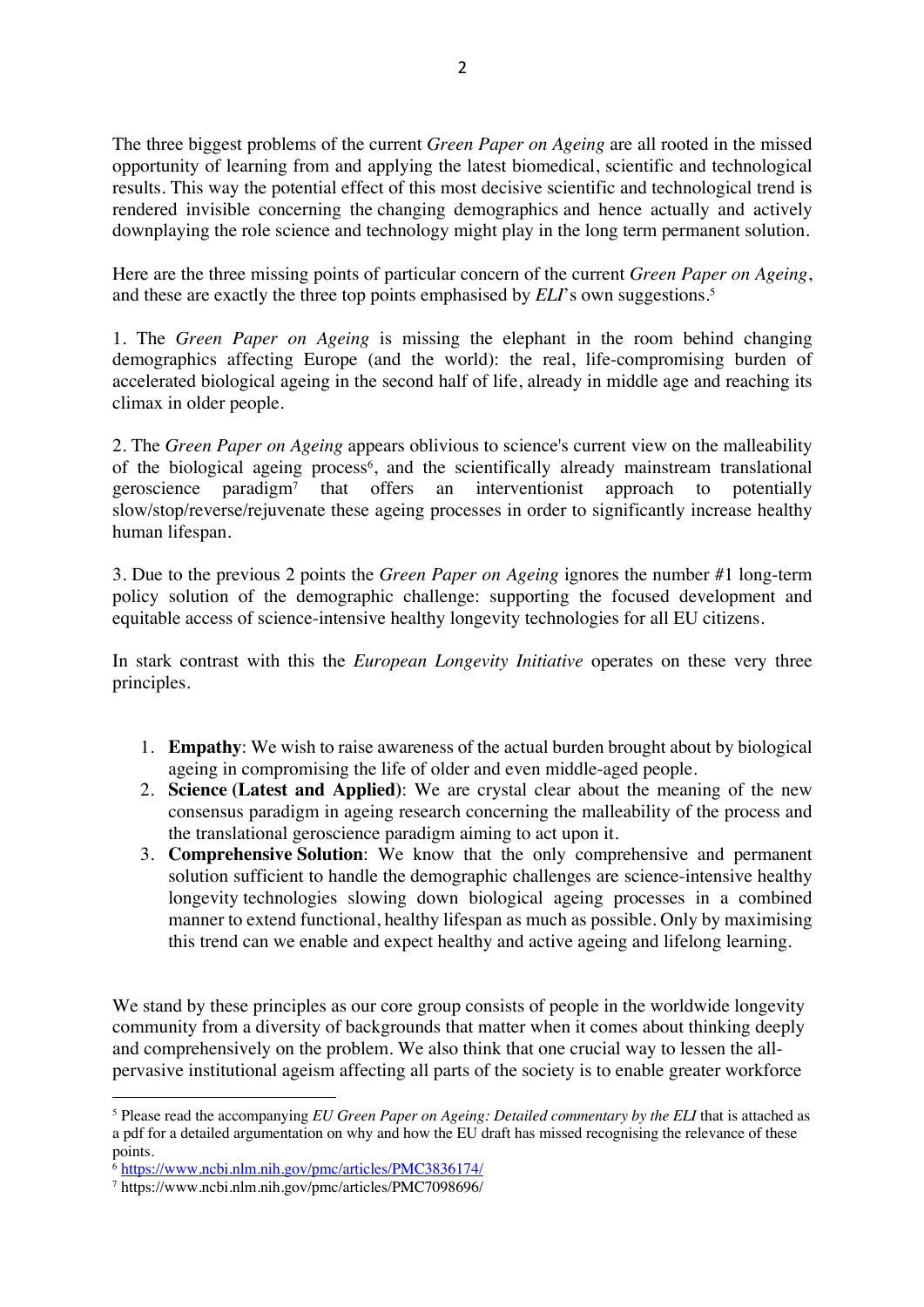The three biggest problems of the current *Green Paper on Ageing* are all rooted in the missed opportunity of learning from and applying the latest biomedical, scientific and technological results. This way the potential effect of this most decisive scientific and technological trend is rendered invisible concerning the changing demographics and hence actually and actively downplaying the role science and technology might play in the long term permanent solution.

Here are the three missing points of particular concern of the current *Green Paper on Ageing*, and these are exactly the three top points emphasised by *ELI*'s own suggestions.[5]

1. The *Green Paper on Ageing* is missing the elephant in the room behind changing demographics affecting Europe (and the world): the real, life-compromising burden of accelerated biological ageing in the second half of life, already in middle age and reaching its climax in older people.

2. The *Green Paper on Ageing* appears oblivious to science's current view on the malleability of the biological ageing process[6], and the scientifically already mainstream translational geroscience paradigm[7] that offers an interventionist approach to potentially slow/stop/reverse/rejuvenate these ageing processes in order to significantly increase healthy human lifespan.

3. Due to the previous 2 points the *Green Paper on Ageing* ignores the number #1 long-term policy solution of the demographic challenge: supporting the focused development and equitable access of science-intensive healthy longevity technologies for all EU citizens.

In stark contrast with this the *European Longevity Initiative* operates on these very three principles.

1. **Empathy**: We wish to raise awareness of the actual burden brought about by biological ageing in compromising the life of older and even middle-aged people.
2. **Science (Latest and Applied)**: We are crystal clear about the meaning of the new consensus paradigm in ageing research concerning the malleability of the process and the translational geroscience paradigm aiming to act upon it.
3. **Comprehensive Solution**: We know that the only comprehensive and permanent solution sufficient to handle the demographic challenges are science-intensive healthy longevity technologies slowing down biological ageing processes in a combined manner to extend functional, healthy lifespan as much as possible. Only by maximising this trend can we enable and expect healthy and active ageing and lifelong learning.

We stand by these principles as our core group consists of people in the worldwide longevity community from a diversity of backgrounds that matter when it comes about thinking deeply and comprehensively on the problem. We also think that one crucial way to lessen the all-pervasive institutional ageism affecting all parts of the society is to enable greater workforce

---

[5] Please read the accompanying *EU Green Paper on Ageing: Detailed commentary by the ELI* that is attached as a pdf for a detailed argumentation on why and how the EU draft has missed recognising the relevance of these points.

[6] https://www.ncbi.nlm.nih.gov/pmc/articles/PMC3836174/

[7] https://www.ncbi.nlm.nih.gov/pmc/articles/PMC7098696/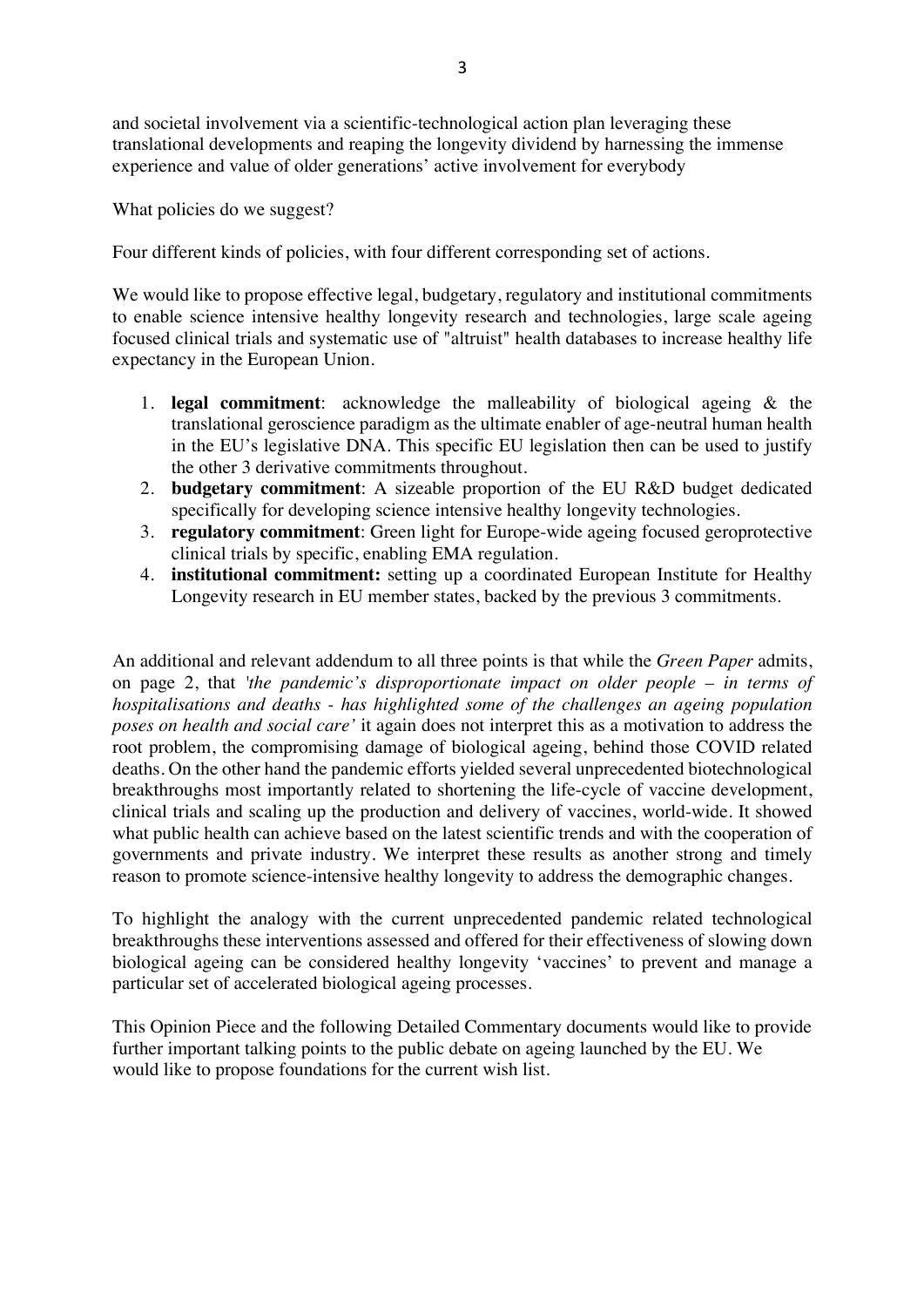and societal involvement via a scientific-technological action plan leveraging these translational developments and reaping the longevity dividend by harnessing the immense experience and value of older generations' active involvement for everybody

What policies do we suggest?

Four different kinds of policies, with four different corresponding set of actions.

We would like to propose effective legal, budgetary, regulatory and institutional commitments to enable science intensive healthy longevity research and technologies, large scale ageing focused clinical trials and systematic use of "altruist" health databases to increase healthy life expectancy in the European Union.

1. **legal commitment**: acknowledge the malleability of biological ageing & the translational geroscience paradigm as the ultimate enabler of age-neutral human health in the EU's legislative DNA. This specific EU legislation then can be used to justify the other 3 derivative commitments throughout.
2. **budgetary commitment**: A sizeable proportion of the EU R&D budget dedicated specifically for developing science intensive healthy longevity technologies.
3. **regulatory commitment**: Green light for Europe-wide ageing focused geroprotective clinical trials by specific, enabling EMA regulation.
4. **institutional commitment:** setting up a coordinated European Institute for Healthy Longevity research in EU member states, backed by the previous 3 commitments.

An additional and relevant addendum to all three points is that while the *Green Paper* admits, on page 2, that *'the pandemic's disproportionate impact on older people – in terms of hospitalisations and deaths - has highlighted some of the challenges an ageing population poses on health and social care'* it again does not interpret this as a motivation to address the root problem, the compromising damage of biological ageing, behind those COVID related deaths. On the other hand the pandemic efforts yielded several unprecedented biotechnological breakthroughs most importantly related to shortening the life-cycle of vaccine development, clinical trials and scaling up the production and delivery of vaccines, world-wide. It showed what public health can achieve based on the latest scientific trends and with the cooperation of governments and private industry. We interpret these results as another strong and timely reason to promote science-intensive healthy longevity to address the demographic changes.

To highlight the analogy with the current unprecedented pandemic related technological breakthroughs these interventions assessed and offered for their effectiveness of slowing down biological ageing can be considered healthy longevity 'vaccines' to prevent and manage a particular set of accelerated biological ageing processes.

This Opinion Piece and the following Detailed Commentary documents would like to provide further important talking points to the public debate on ageing launched by the EU. We would like to propose foundations for the current wish list.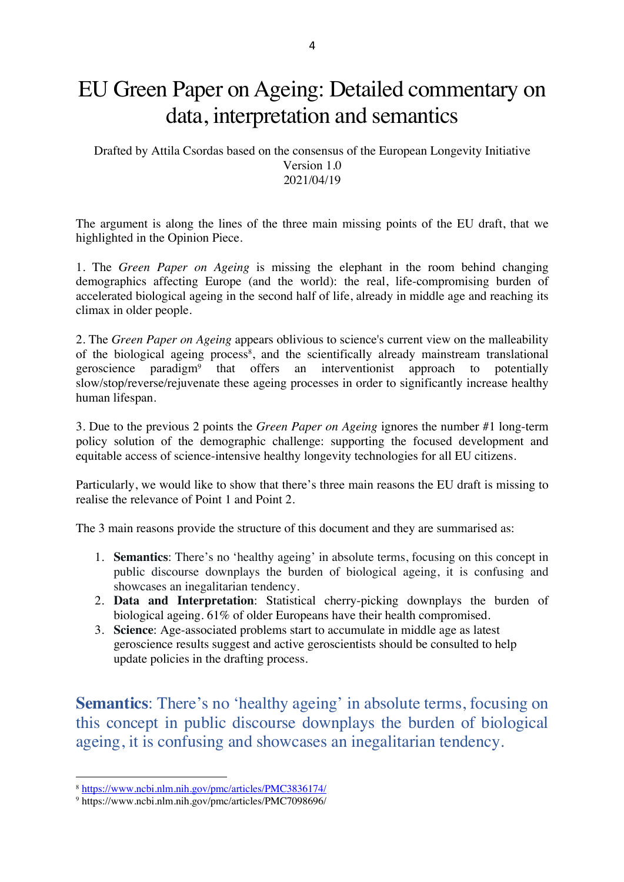# EU Green Paper on Ageing: Detailed commentary on data, interpretation and semantics

Drafted by Attila Csordas based on the consensus of the European Longevity Initiative
Version 1.0
2021/04/19

The argument is along the lines of the three main missing points of the EU draft, that we highlighted in the Opinion Piece.

1. The *Green Paper on Ageing* is missing the elephant in the room behind changing demographics affecting Europe (and the world): the real, life-compromising burden of accelerated biological ageing in the second half of life, already in middle age and reaching its climax in older people.

2. The *Green Paper on Ageing* appears oblivious to science's current view on the malleability of the biological ageing process[8], and the scientifically already mainstream translational geroscience paradigm[9] that offers an interventionist approach to potentially slow/stop/reverse/rejuvenate these ageing processes in order to significantly increase healthy human lifespan.

3. Due to the previous 2 points the *Green Paper on Ageing* ignores the number #1 long-term policy solution of the demographic challenge: supporting the focused development and equitable access of science-intensive healthy longevity technologies for all EU citizens.

Particularly, we would like to show that there's three main reasons the EU draft is missing to realise the relevance of Point 1 and Point 2.

The 3 main reasons provide the structure of this document and they are summarised as:

1. **Semantics**: There's no 'healthy ageing' in absolute terms, focusing on this concept in public discourse downplays the burden of biological ageing, it is confusing and showcases an inegalitarian tendency.
2. **Data and Interpretation**: Statistical cherry-picking downplays the burden of biological ageing. 61% of older Europeans have their health compromised.
3. **Science**: Age-associated problems start to accumulate in middle age as latest geroscience results suggest and active geroscientists should be consulted to help update policies in the drafting process.

## **Semantics**: There's no 'healthy ageing' in absolute terms, focusing on this concept in public discourse downplays the burden of biological ageing, it is confusing and showcases an inegalitarian tendency.

[8] https://www.ncbi.nlm.nih.gov/pmc/articles/PMC3836174/
[9] https://www.ncbi.nlm.nih.gov/pmc/articles/PMC7098696/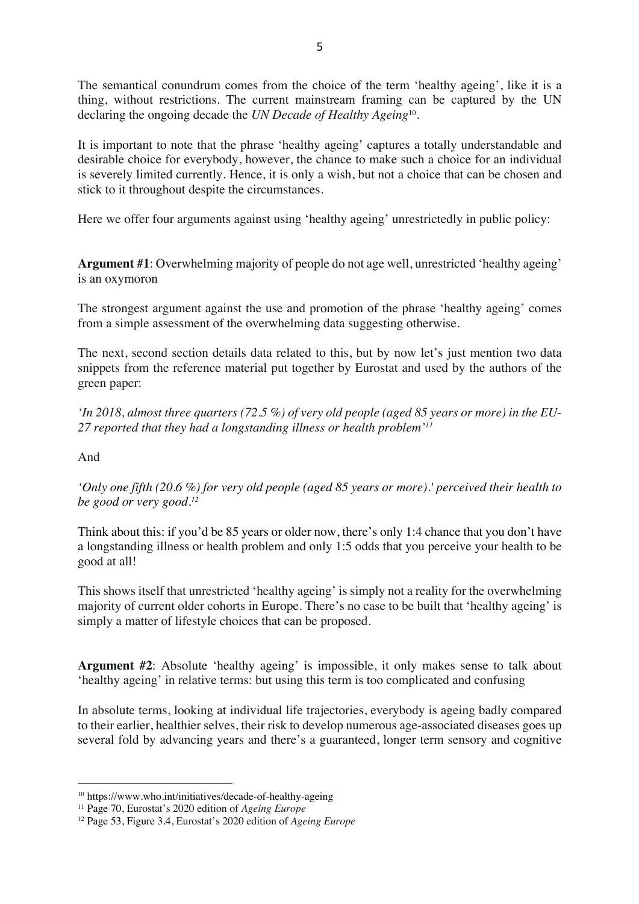The semantical conundrum comes from the choice of the term 'healthy ageing', like it is a thing, without restrictions. The current mainstream framing can be captured by the UN declaring the ongoing decade the *UN Decade of Healthy Ageing*[10].

It is important to note that the phrase 'healthy ageing' captures a totally understandable and desirable choice for everybody, however, the chance to make such a choice for an individual is severely limited currently. Hence, it is only a wish, but not a choice that can be chosen and stick to it throughout despite the circumstances.

Here we offer four arguments against using 'healthy ageing' unrestrictedly in public policy:

**Argument #1**: Overwhelming majority of people do not age well, unrestricted 'healthy ageing' is an oxymoron

The strongest argument against the use and promotion of the phrase 'healthy ageing' comes from a simple assessment of the overwhelming data suggesting otherwise.

The next, second section details data related to this, but by now let's just mention two data snippets from the reference material put together by Eurostat and used by the authors of the green paper:

*'In 2018, almost three quarters (72.5 %) of very old people (aged 85 years or more) in the EU-27 reported that they had a longstanding illness or health problem'*[11]

And

*'Only one fifth (20.6 %) for very old people (aged 85 years or more).' perceived their health to be good or very good.*[12]

Think about this: if you'd be 85 years or older now, there's only 1:4 chance that you don't have a longstanding illness or health problem and only 1:5 odds that you perceive your health to be good at all!

This shows itself that unrestricted 'healthy ageing' is simply not a reality for the overwhelming majority of current older cohorts in Europe. There's no case to be built that 'healthy ageing' is simply a matter of lifestyle choices that can be proposed.

**Argument #2**: Absolute 'healthy ageing' is impossible, it only makes sense to talk about 'healthy ageing' in relative terms: but using this term is too complicated and confusing

In absolute terms, looking at individual life trajectories, everybody is ageing badly compared to their earlier, healthier selves, their risk to develop numerous age-associated diseases goes up several fold by advancing years and there's a guaranteed, longer term sensory and cognitive

---

[10] https://www.who.int/initiatives/decade-of-healthy-ageing

[11] Page 70, Eurostat's 2020 edition of *Ageing Europe*

[12] Page 53, Figure 3.4, Eurostat's 2020 edition of *Ageing Europe*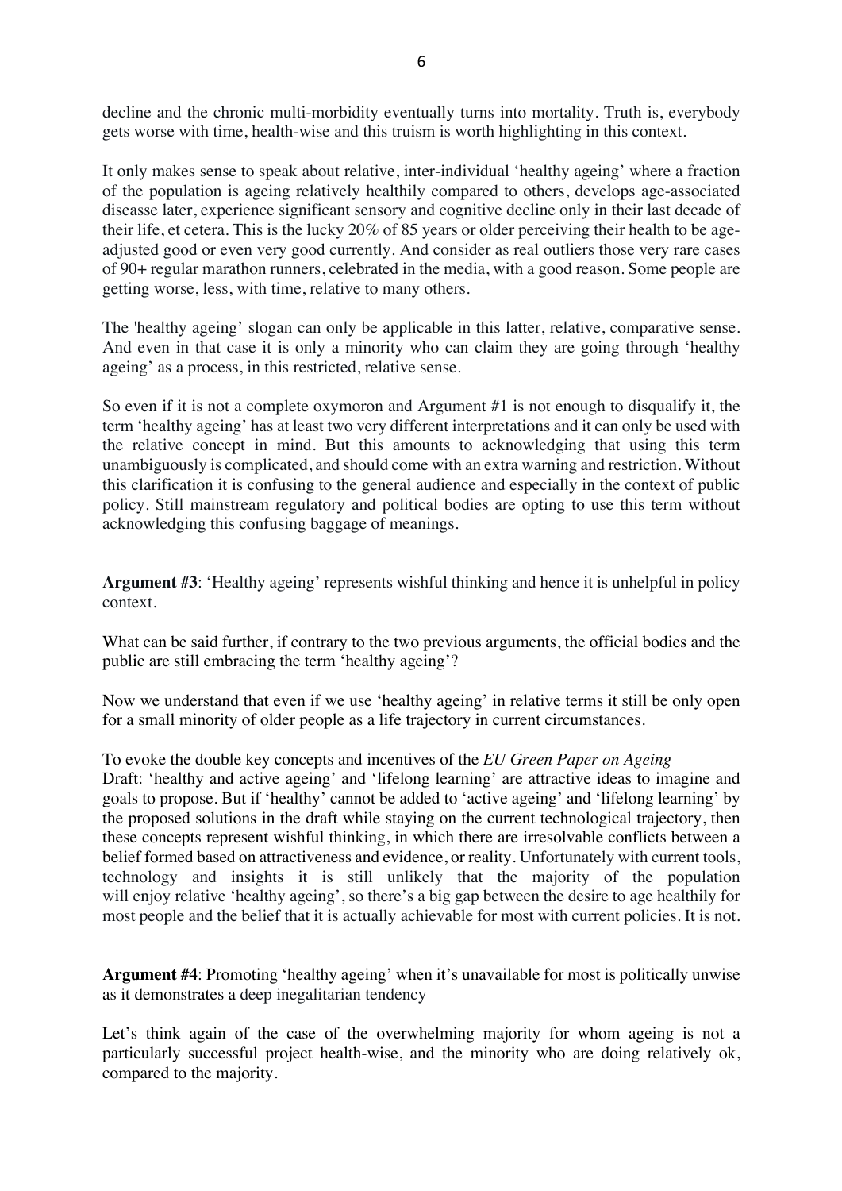decline and the chronic multi-morbidity eventually turns into mortality. Truth is, everybody gets worse with time, health-wise and this truism is worth highlighting in this context.

It only makes sense to speak about relative, inter-individual 'healthy ageing' where a fraction of the population is ageing relatively healthily compared to others, develops age-associated diseasse later, experience significant sensory and cognitive decline only in their last decade of their life, et cetera. This is the lucky 20% of 85 years or older perceiving their health to be age-adjusted good or even very good currently. And consider as real outliers those very rare cases of 90+ regular marathon runners, celebrated in the media, with a good reason. Some people are getting worse, less, with time, relative to many others.

The 'healthy ageing' slogan can only be applicable in this latter, relative, comparative sense. And even in that case it is only a minority who can claim they are going through 'healthy ageing' as a process, in this restricted, relative sense.

So even if it is not a complete oxymoron and Argument #1 is not enough to disqualify it, the term 'healthy ageing' has at least two very different interpretations and it can only be used with the relative concept in mind. But this amounts to acknowledging that using this term unambiguously is complicated, and should come with an extra warning and restriction. Without this clarification it is confusing to the general audience and especially in the context of public policy. Still mainstream regulatory and political bodies are opting to use this term without acknowledging this confusing baggage of meanings.

**Argument #3**: 'Healthy ageing' represents wishful thinking and hence it is unhelpful in policy context.

What can be said further, if contrary to the two previous arguments, the official bodies and the public are still embracing the term 'healthy ageing'?

Now we understand that even if we use 'healthy ageing' in relative terms it still be only open for a small minority of older people as a life trajectory in current circumstances.

To evoke the double key concepts and incentives of the *EU Green Paper on Ageing* Draft: 'healthy and active ageing' and 'lifelong learning' are attractive ideas to imagine and goals to propose. But if 'healthy' cannot be added to 'active ageing' and 'lifelong learning' by the proposed solutions in the draft while staying on the current technological trajectory, then these concepts represent wishful thinking, in which there are irresolvable conflicts between a belief formed based on attractiveness and evidence, or reality. Unfortunately with current tools, technology and insights it is still unlikely that the majority of the population will enjoy relative 'healthy ageing', so there's a big gap between the desire to age healthily for most people and the belief that it is actually achievable for most with current policies. It is not.

**Argument #4**: Promoting 'healthy ageing' when it's unavailable for most is politically unwise as it demonstrates a deep inegalitarian tendency

Let's think again of the case of the overwhelming majority for whom ageing is not a particularly successful project health-wise, and the minority who are doing relatively ok, compared to the majority.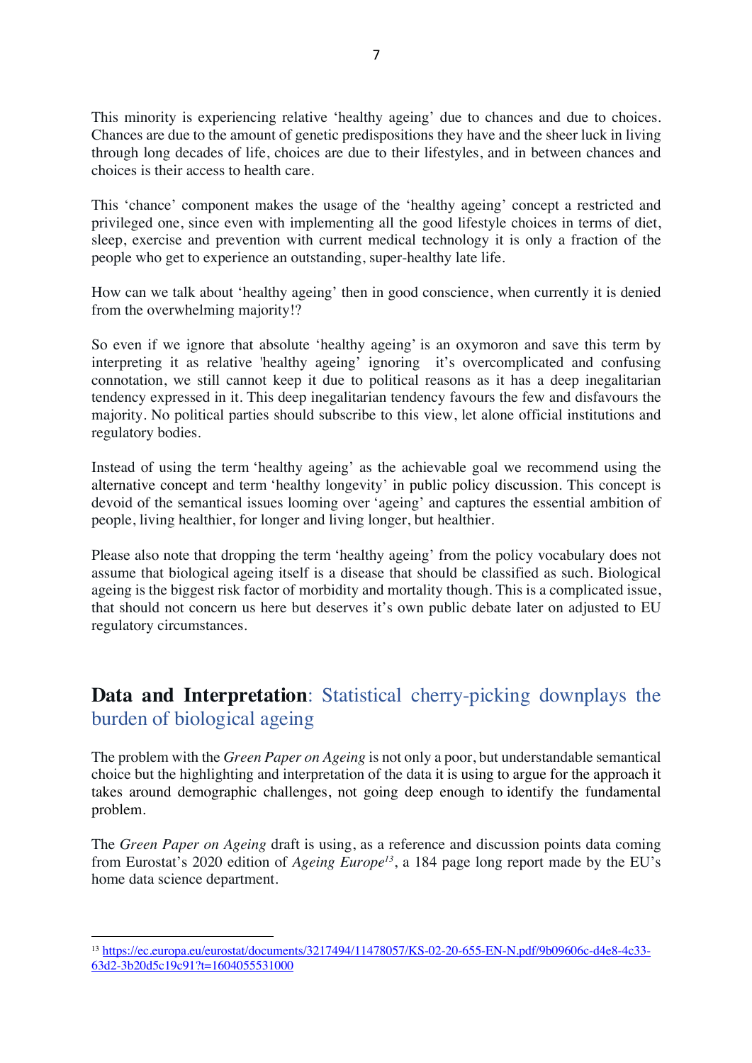This minority is experiencing relative 'healthy ageing' due to chances and due to choices. Chances are due to the amount of genetic predispositions they have and the sheer luck in living through long decades of life, choices are due to their lifestyles, and in between chances and choices is their access to health care.

This 'chance' component makes the usage of the 'healthy ageing' concept a restricted and privileged one, since even with implementing all the good lifestyle choices in terms of diet, sleep, exercise and prevention with current medical technology it is only a fraction of the people who get to experience an outstanding, super-healthy late life.

How can we talk about 'healthy ageing' then in good conscience, when currently it is denied from the overwhelming majority!?

So even if we ignore that absolute 'healthy ageing' is an oxymoron and save this term by interpreting it as relative 'healthy ageing' ignoring it's overcomplicated and confusing connotation, we still cannot keep it due to political reasons as it has a deep inegalitarian tendency expressed in it. This deep inegalitarian tendency favours the few and disfavours the majority. No political parties should subscribe to this view, let alone official institutions and regulatory bodies.

Instead of using the term 'healthy ageing' as the achievable goal we recommend using the alternative concept and term 'healthy longevity' in public policy discussion. This concept is devoid of the semantical issues looming over 'ageing' and captures the essential ambition of people, living healthier, for longer and living longer, but healthier.

Please also note that dropping the term 'healthy ageing' from the policy vocabulary does not assume that biological ageing itself is a disease that should be classified as such. Biological ageing is the biggest risk factor of morbidity and mortality though. This is a complicated issue, that should not concern us here but deserves it's own public debate later on adjusted to EU regulatory circumstances.

## **Data and Interpretation**: Statistical cherry-picking downplays the burden of biological ageing

The problem with the *Green Paper on Ageing* is not only a poor, but understandable semantical choice but the highlighting and interpretation of the data it is using to argue for the approach it takes around demographic challenges, not going deep enough to identify the fundamental problem.

The *Green Paper on Ageing* draft is using, as a reference and discussion points data coming from Eurostat's 2020 edition of *Ageing Europe*[13], a 184 page long report made by the EU's home data science department.

---

[13] https://ec.europa.eu/eurostat/documents/3217494/11478057/KS-02-20-655-EN-N.pdf/9b09606c-d4e8-4c33-63d2-3b20d5c19c91?t=1604055531000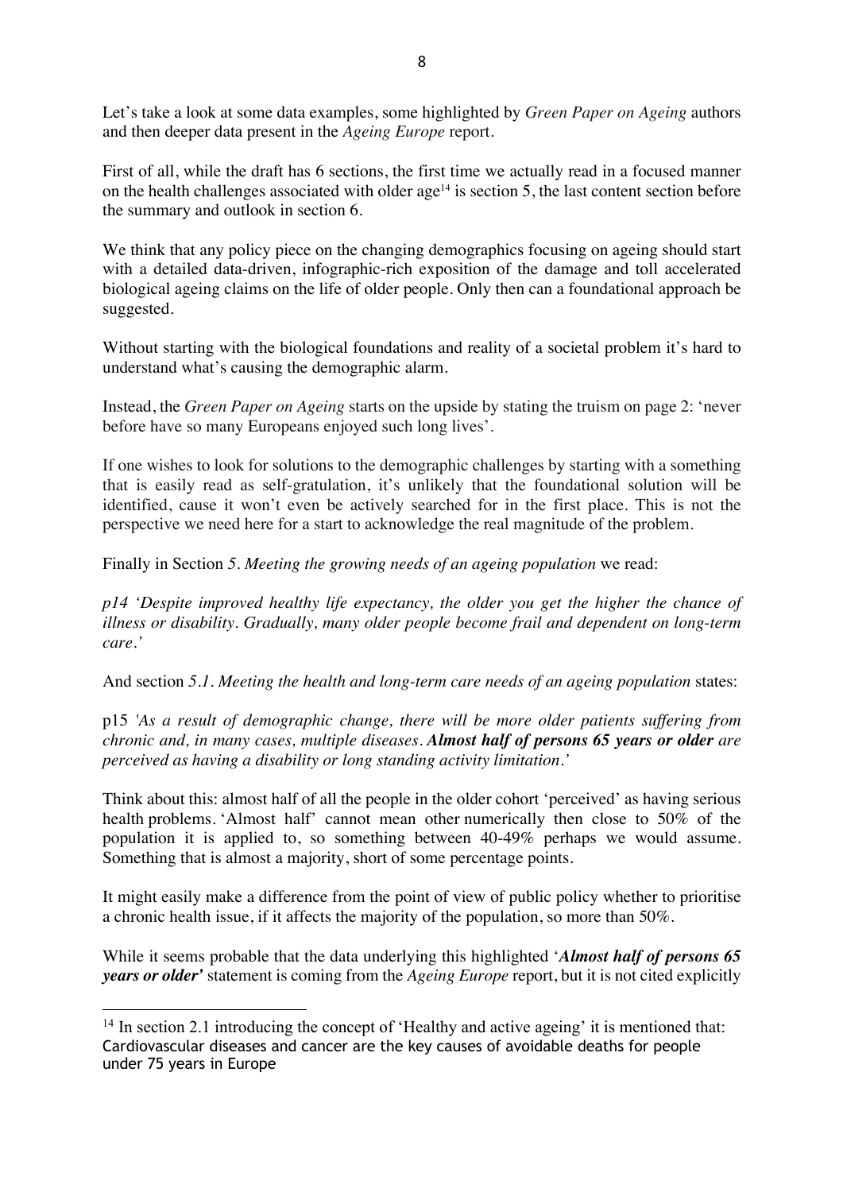Let's take a look at some data examples, some highlighted by *Green Paper on Ageing* authors and then deeper data present in the *Ageing Europe* report.

First of all, while the draft has 6 sections, the first time we actually read in a focused manner on the health challenges associated with older age[14] is section 5, the last content section before the summary and outlook in section 6.

We think that any policy piece on the changing demographics focusing on ageing should start with a detailed data-driven, infographic-rich exposition of the damage and toll accelerated biological ageing claims on the life of older people. Only then can a foundational approach be suggested.

Without starting with the biological foundations and reality of a societal problem it's hard to understand what's causing the demographic alarm.

Instead, the *Green Paper on Ageing* starts on the upside by stating the truism on page 2: 'never before have so many Europeans enjoyed such long lives'.

If one wishes to look for solutions to the demographic challenges by starting with a something that is easily read as self-gratulation, it's unlikely that the foundational solution will be identified, cause it won't even be actively searched for in the first place. This is not the perspective we need here for a start to acknowledge the real magnitude of the problem.

Finally in Section *5. Meeting the growing needs of an ageing population* we read:

*p14 'Despite improved healthy life expectancy, the older you get the higher the chance of illness or disability. Gradually, many older people become frail and dependent on long-term care.'*

And section *5.1. Meeting the health and long-term care needs of an ageing population* states:

p15 *'As a result of demographic change, there will be more older patients suffering from chronic and, in many cases, multiple diseases.* ***Almost half of persons 65 years or older*** *are perceived as having a disability or long standing activity limitation.'*

Think about this: almost half of all the people in the older cohort 'perceived' as having serious health problems. 'Almost half' cannot mean other numerically then close to 50% of the population it is applied to, so something between 40-49% perhaps we would assume. Something that is almost a majority, short of some percentage points.

It might easily make a difference from the point of view of public policy whether to prioritise a chronic health issue, if it affects the majority of the population, so more than 50%.

While it seems probable that the data underlying this highlighted '***Almost half of persons 65 years or older'*** statement is coming from the *Ageing Europe* report, but it is not cited explicitly

---

[14] In section 2.1 introducing the concept of 'Healthy and active ageing' it is mentioned that: Cardiovascular diseases and cancer are the key causes of avoidable deaths for people under 75 years in Europe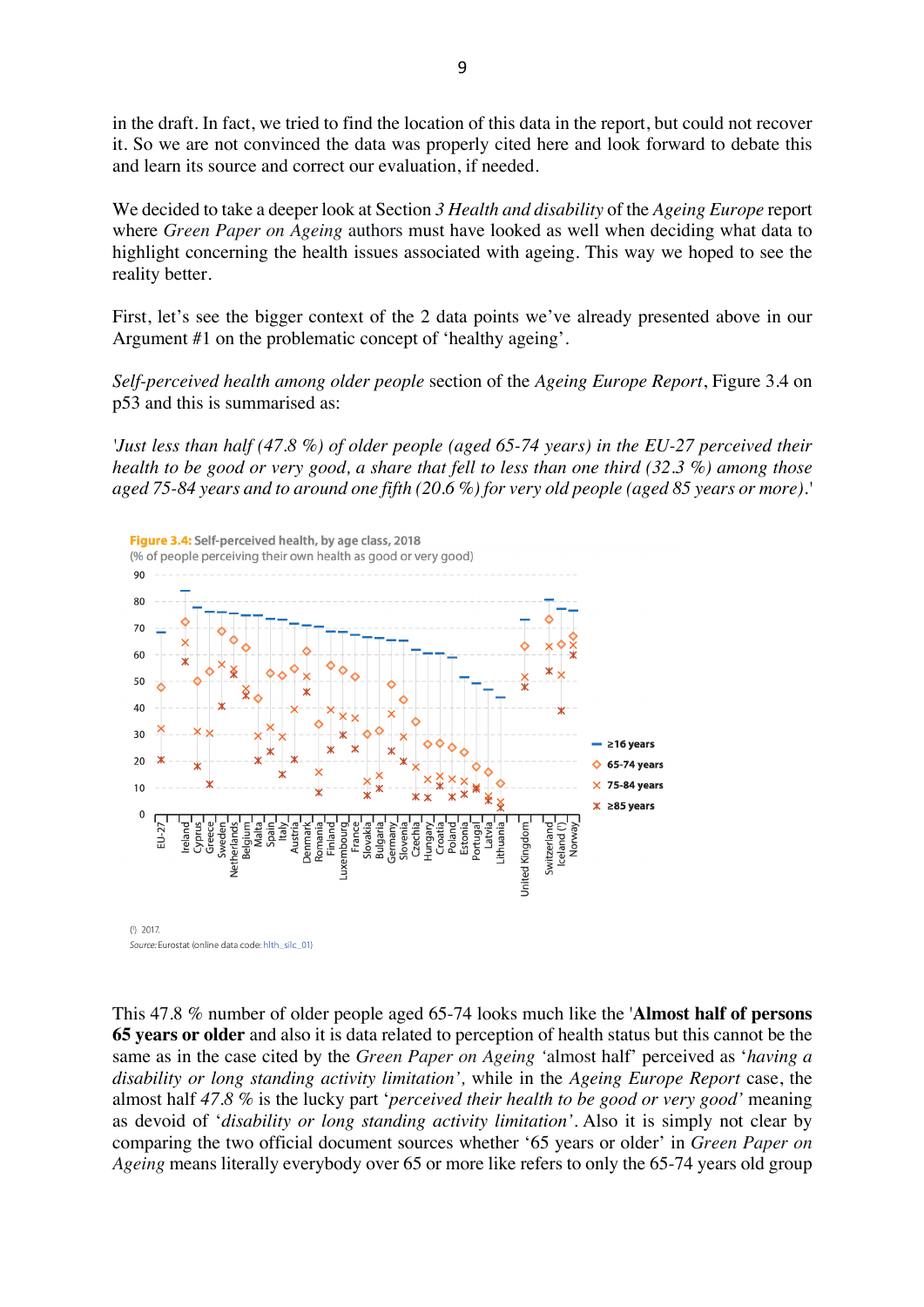in the draft. In fact, we tried to find the location of this data in the report, but could not recover it. So we are not convinced the data was properly cited here and look forward to debate this and learn its source and correct our evaluation, if needed.

We decided to take a deeper look at Section *3 Health and disability* of the *Ageing Europe* report where *Green Paper on Ageing* authors must have looked as well when deciding what data to highlight concerning the health issues associated with ageing. This way we hoped to see the reality better.

First, let's see the bigger context of the 2 data points we've already presented above in our Argument #1 on the problematic concept of 'healthy ageing'.

*Self-perceived health among older people* section of the *Ageing Europe Report*, Figure 3.4 on p53 and this is summarised as:

*'Just less than half (47.8 %) of older people (aged 65-74 years) in the EU-27 perceived their health to be good or very good, a share that fell to less than one third (32.3 %) among those aged 75-84 years and to around one fifth (20.6 %) for very old people (aged 85 years or more).'*

**Figure 3.4:** Self-perceived health, by age class, 2018
(% of people perceiving their own health as good or very good)

(¹) 2017.
*Source:* Eurostat (online data code: hlth_silc_01)

This 47.8 % number of older people aged 65-74 looks much like the '**Almost half of persons 65 years or older** and also it is data related to perception of health status but this cannot be the same as in the case cited by the *Green Paper on Ageing* 'almost half' perceived as '*having a disability or long standing activity limitation',* while in the *Ageing Europe Report* case, the almost half *47.8 %* is the lucky part '*perceived their health to be good or very good'* meaning as devoid of '*disability or long standing activity limitation'*. Also it is simply not clear by comparing the two official document sources whether '65 years or older' in *Green Paper on Ageing* means literally everybody over 65 or more like refers to only the 65-74 years old group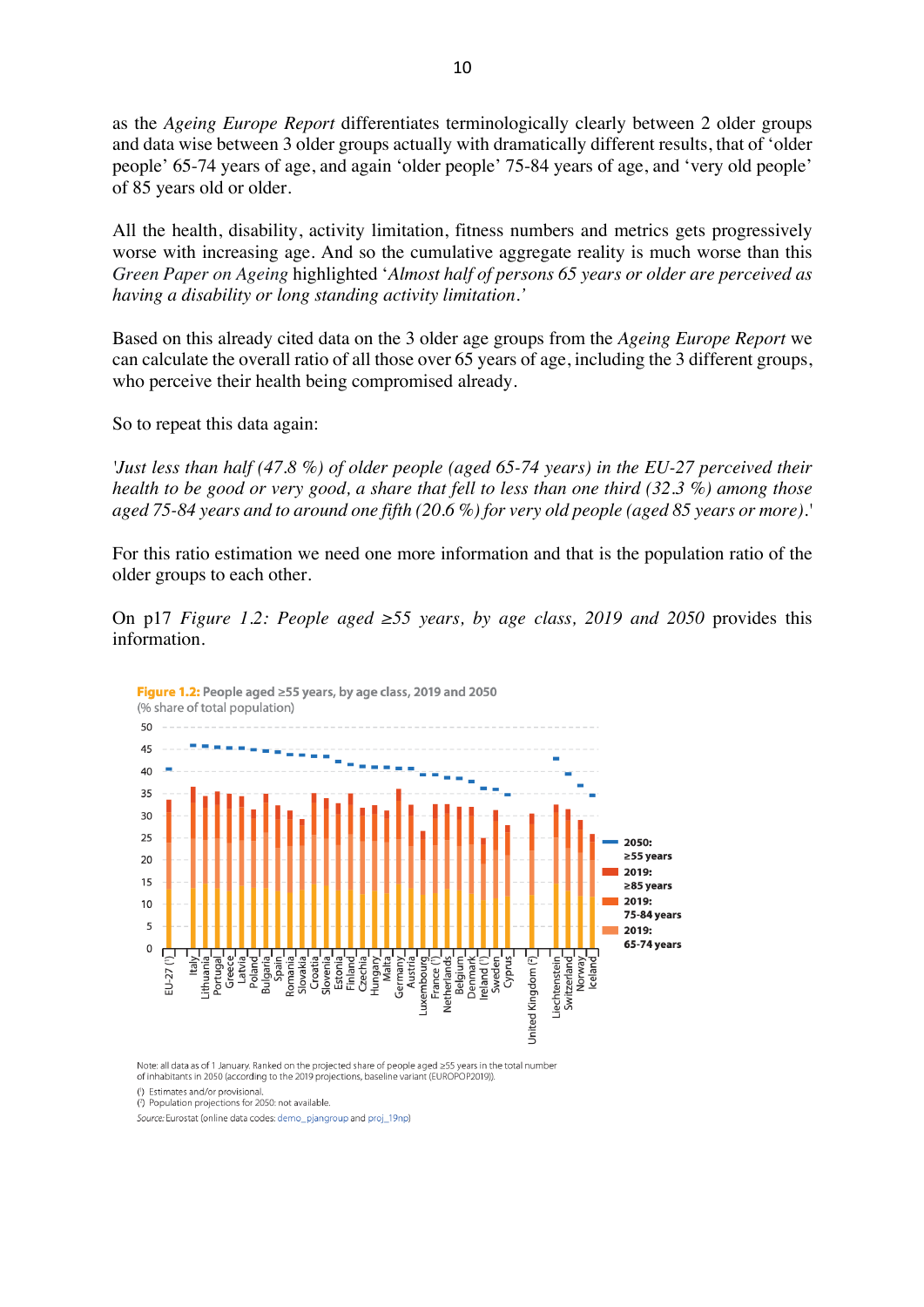as the *Ageing Europe Report* differentiates terminologically clearly between 2 older groups and data wise between 3 older groups actually with dramatically different results, that of 'older people' 65-74 years of age, and again 'older people' 75-84 years of age, and 'very old people' of 85 years old or older.

All the health, disability, activity limitation, fitness numbers and metrics gets progressively worse with increasing age. And so the cumulative aggregate reality is much worse than this *Green Paper on Ageing* highlighted '*Almost half of persons 65 years or older are perceived as having a disability or long standing activity limitation.*'

Based on this already cited data on the 3 older age groups from the *Ageing Europe Report* we can calculate the overall ratio of all those over 65 years of age, including the 3 different groups, who perceive their health being compromised already.

So to repeat this data again:

'*Just less than half (47.8 %) of older people (aged 65-74 years) in the EU-27 perceived their health to be good or very good, a share that fell to less than one third (32.3 %) among those aged 75-84 years and to around one fifth (20.6 %) for very old people (aged 85 years or more).*'

For this ratio estimation we need one more information and that is the population ratio of the older groups to each other.

On p17 *Figure 1.2: People aged ≥55 years, by age class, 2019 and 2050* provides this information.

**Figure 1.2:** People aged ≥55 years, by age class, 2019 and 2050
(% share of total population)

Note: all data as of 1 January. Ranked on the projected share of people aged ≥55 years in the total number of inhabitants in 2050 (according to the 2019 projections, baseline variant (EUROPOP2019)).
(¹) Estimates and/or provisional.
(²) Population projections for 2050: not available.
*Source:* Eurostat (online data codes: demo_pjangroup and proj_19np)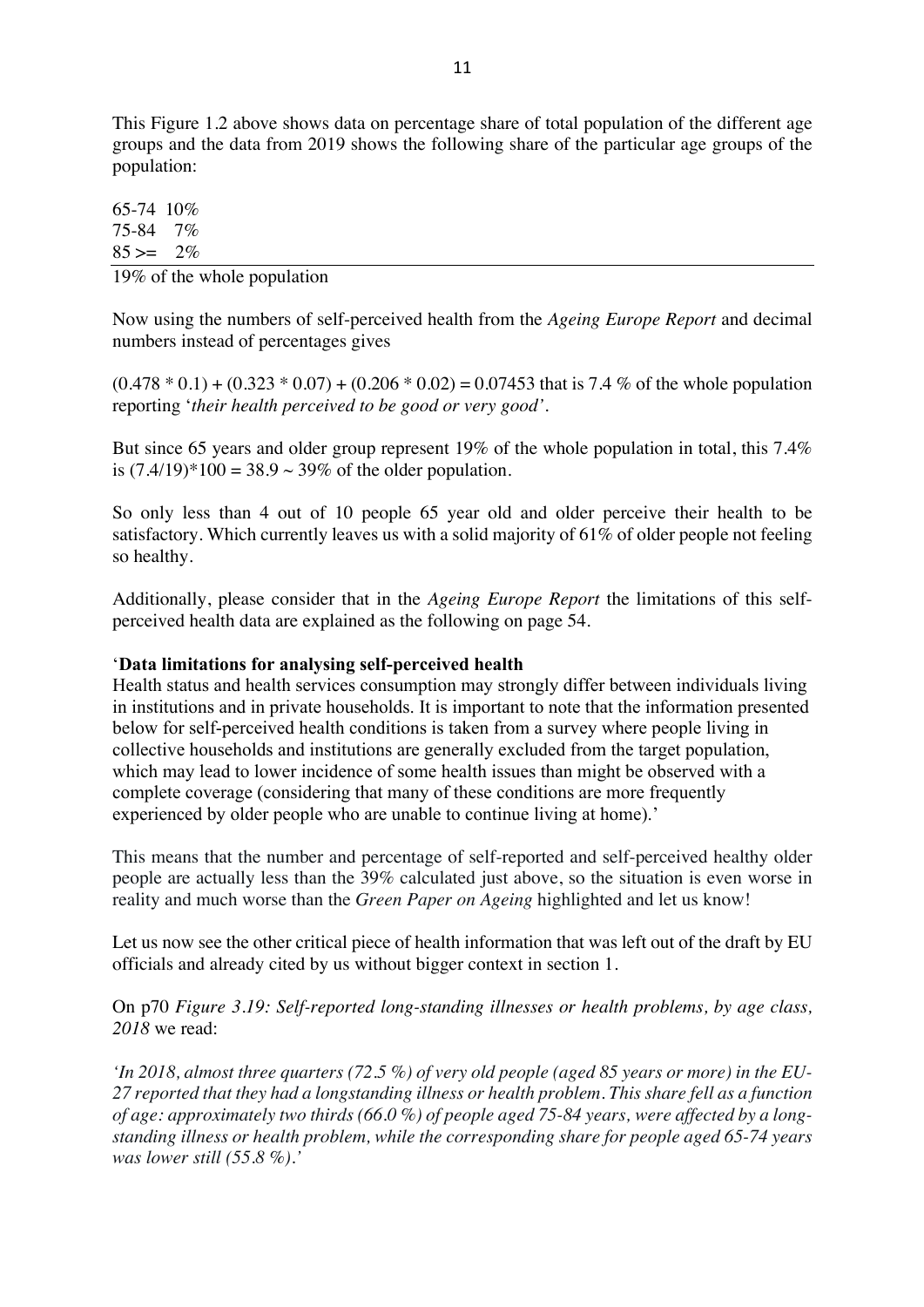This Figure 1.2 above shows data on percentage share of total population of the different age groups and the data from 2019 shows the following share of the particular age groups of the population:

65-74 10%
75-84 7%
85 >= 2%

---

19% of the whole population

Now using the numbers of self-perceived health from the *Ageing Europe Report* and decimal numbers instead of percentages gives

$(0.478 * 0.1) + (0.323 * 0.07) + (0.206 * 0.02) = 0.07453$ that is 7.4 % of the whole population reporting '*their health perceived to be good or very good'*.

But since 65 years and older group represent 19% of the whole population in total, this 7.4% is $(7.4/19)*100 = 38.9 \sim 39\%$ of the older population.

So only less than 4 out of 10 people 65 year old and older perceive their health to be satisfactory. Which currently leaves us with a solid majority of 61% of older people not feeling so healthy.

Additionally, please consider that in the *Ageing Europe Report* the limitations of this self-perceived health data are explained as the following on page 54.

'**Data limitations for analysing self-perceived health**
Health status and health services consumption may strongly differ between individuals living in institutions and in private households. It is important to note that the information presented below for self-perceived health conditions is taken from a survey where people living in collective households and institutions are generally excluded from the target population, which may lead to lower incidence of some health issues than might be observed with a complete coverage (considering that many of these conditions are more frequently experienced by older people who are unable to continue living at home).'

This means that the number and percentage of self-reported and self-perceived healthy older people are actually less than the 39% calculated just above, so the situation is even worse in reality and much worse than the *Green Paper on Ageing* highlighted and let us know!

Let us now see the other critical piece of health information that was left out of the draft by EU officials and already cited by us without bigger context in section 1.

On p70 *Figure 3.19: Self-reported long-standing illnesses or health problems, by age class, 2018* we read:

*'In 2018, almost three quarters (72.5 %) of very old people (aged 85 years or more) in the EU-27 reported that they had a longstanding illness or health problem. This share fell as a function of age: approximately two thirds (66.0 %) of people aged 75-84 years, were affected by a long-standing illness or health problem, while the corresponding share for people aged 65-74 years was lower still (55.8 %).'*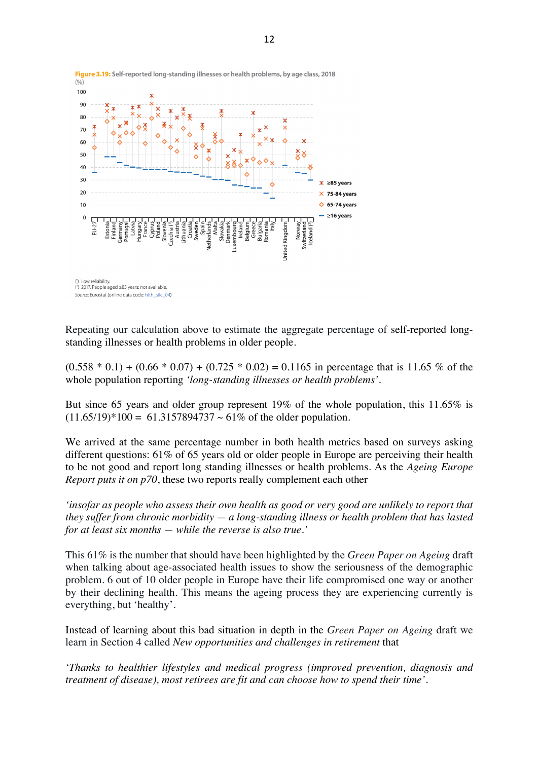**Figure 3.19:** Self-reported long-standing illnesses or health problems, by age class, 2018

(%)

(¹) Low reliability.
(²) 2017. People aged ≥85 years: not available.
*Source:* Eurostat (online data code: hlth_silc_04)

Repeating our calculation above to estimate the aggregate percentage of self-reported long-standing illnesses or health problems in older people.

(0.558 * 0.1) + (0.66 * 0.07) + (0.725 * 0.02) = 0.1165 in percentage that is 11.65 % of the whole population reporting *'long-standing illnesses or health problems'*.

But since 65 years and older group represent 19% of the whole population, this 11.65% is (11.65/19)*100 = 61.3157894737 ~ 61% of the older population.

We arrived at the same percentage number in both health metrics based on surveys asking different questions: 61% of 65 years old or older people in Europe are perceiving their health to be not good and report long standing illnesses or health problems. As the *Ageing Europe Report puts it on p70*, these two reports really complement each other

*'insofar as people who assess their own health as good or very good are unlikely to report that they suffer from chronic morbidity — a long-standing illness or health problem that has lasted for at least six months — while the reverse is also true.'*

This 61% is the number that should have been highlighted by the *Green Paper on Ageing* draft when talking about age-associated health issues to show the seriousness of the demographic problem. 6 out of 10 older people in Europe have their life compromised one way or another by their declining health. This means the ageing process they are experiencing currently is everything, but 'healthy'.

Instead of learning about this bad situation in depth in the *Green Paper on Ageing* draft we learn in Section 4 called *New opportunities and challenges in retirement* that

*'Thanks to healthier lifestyles and medical progress (improved prevention, diagnosis and treatment of disease), most retirees are fit and can choose how to spend their time'*.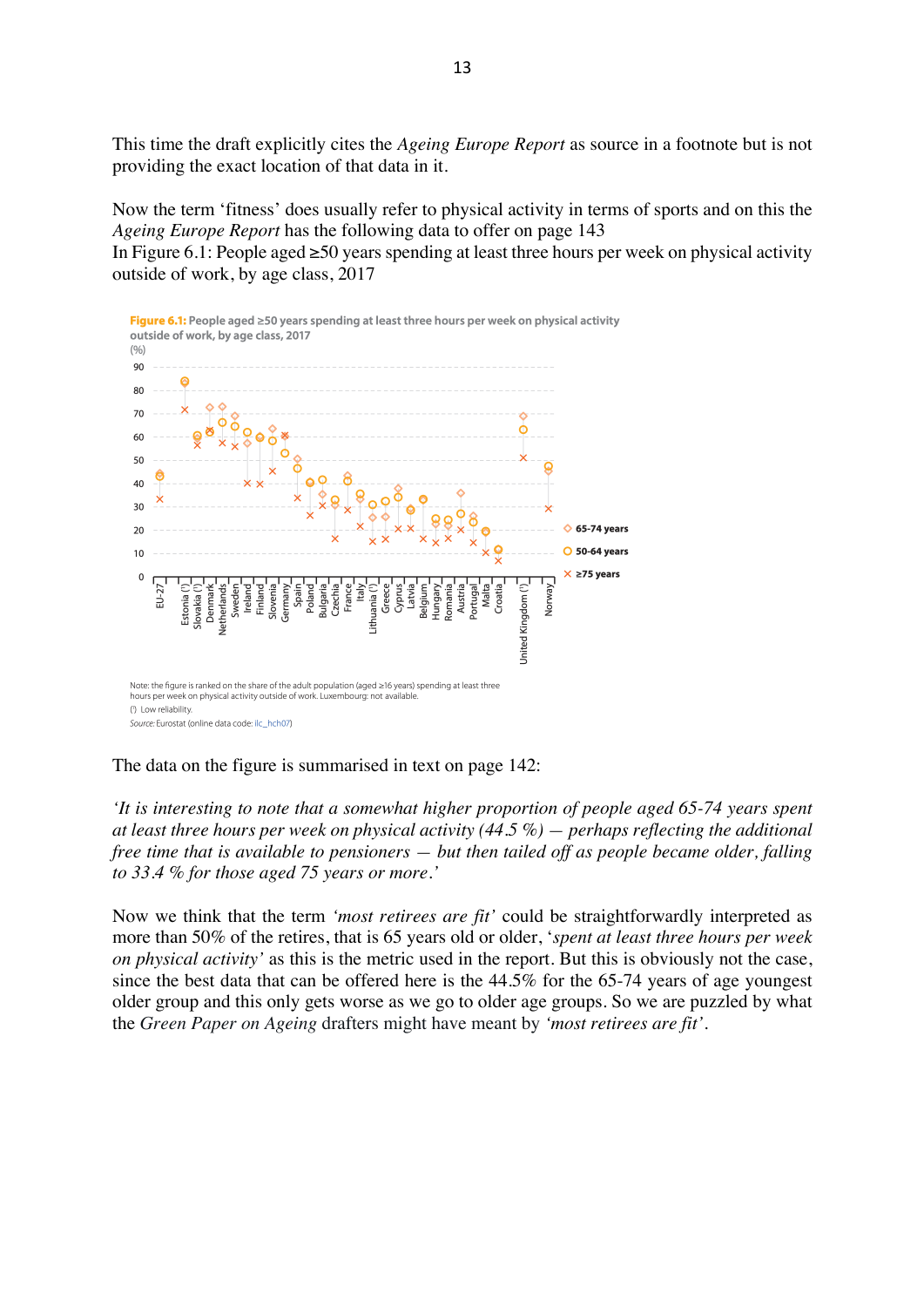This time the draft explicitly cites the *Ageing Europe Report* as source in a footnote but is not providing the exact location of that data in it.

Now the term 'fitness' does usually refer to physical activity in terms of sports and on this the *Ageing Europe Report* has the following data to offer on page 143

In Figure 6.1: People aged ≥50 years spending at least three hours per week on physical activity outside of work, by age class, 2017

**Figure 6.1:** People aged ≥50 years spending at least three hours per week on physical activity outside of work, by age class, 2017

(%)

Note: the figure is ranked on the share of the adult population (aged ≥16 years) spending at least three hours per week on physical activity outside of work. Luxembourg: not available.

(¹) Low reliability.

*Source:* Eurostat (online data code: ilc_hch07)

The data on the figure is summarised in text on page 142:

*'It is interesting to note that a somewhat higher proportion of people aged 65-74 years spent at least three hours per week on physical activity (44.5 %) — perhaps reflecting the additional free time that is available to pensioners — but then tailed off as people became older, falling to 33.4 % for those aged 75 years or more.'*

Now we think that the term *'most retirees are fit'* could be straightforwardly interpreted as more than 50% of the retires, that is 65 years old or older, '*spent at least three hours per week on physical activity'* as this is the metric used in the report. But this is obviously not the case, since the best data that can be offered here is the 44.5% for the 65-74 years of age youngest older group and this only gets worse as we go to older age groups. So we are puzzled by what the *Green Paper on Ageing* drafters might have meant by *'most retirees are fit'*.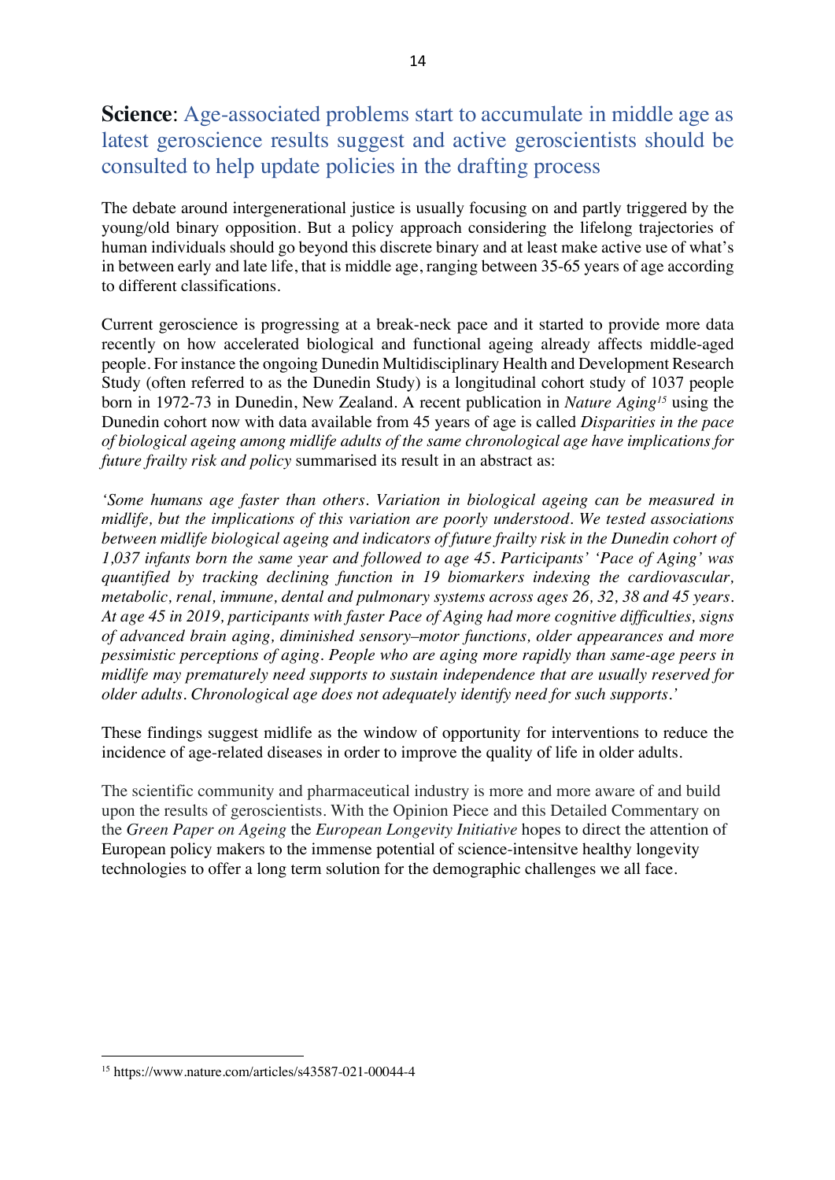## **Science**: Age-associated problems start to accumulate in middle age as latest geroscience results suggest and active geroscientists should be consulted to help update policies in the drafting process

The debate around intergenerational justice is usually focusing on and partly triggered by the young/old binary opposition. But a policy approach considering the lifelong trajectories of human individuals should go beyond this discrete binary and at least make active use of what's in between early and late life, that is middle age, ranging between 35-65 years of age according to different classifications.

Current geroscience is progressing at a break-neck pace and it started to provide more data recently on how accelerated biological and functional ageing already affects middle-aged people. For instance the ongoing Dunedin Multidisciplinary Health and Development Research Study (often referred to as the Dunedin Study) is a longitudinal cohort study of 1037 people born in 1972-73 in Dunedin, New Zealand. A recent publication in *Nature Aging*[15] using the Dunedin cohort now with data available from 45 years of age is called *Disparities in the pace of biological ageing among midlife adults of the same chronological age have implications for future frailty risk and policy* summarised its result in an abstract as:

*'Some humans age faster than others. Variation in biological ageing can be measured in midlife, but the implications of this variation are poorly understood. We tested associations between midlife biological ageing and indicators of future frailty risk in the Dunedin cohort of 1,037 infants born the same year and followed to age 45. Participants' 'Pace of Aging' was quantified by tracking declining function in 19 biomarkers indexing the cardiovascular, metabolic, renal, immune, dental and pulmonary systems across ages 26, 32, 38 and 45 years. At age 45 in 2019, participants with faster Pace of Aging had more cognitive difficulties, signs of advanced brain aging, diminished sensory–motor functions, older appearances and more pessimistic perceptions of aging. People who are aging more rapidly than same-age peers in midlife may prematurely need supports to sustain independence that are usually reserved for older adults. Chronological age does not adequately identify need for such supports.'*

These findings suggest midlife as the window of opportunity for interventions to reduce the incidence of age-related diseases in order to improve the quality of life in older adults.

The scientific community and pharmaceutical industry is more and more aware of and build upon the results of geroscientists. With the Opinion Piece and this Detailed Commentary on the *Green Paper on Ageing* the *European Longevity Initiative* hopes to direct the attention of European policy makers to the immense potential of science-intensitve healthy longevity technologies to offer a long term solution for the demographic challenges we all face.

---

[15] https://www.nature.com/articles/s43587-021-00044-4